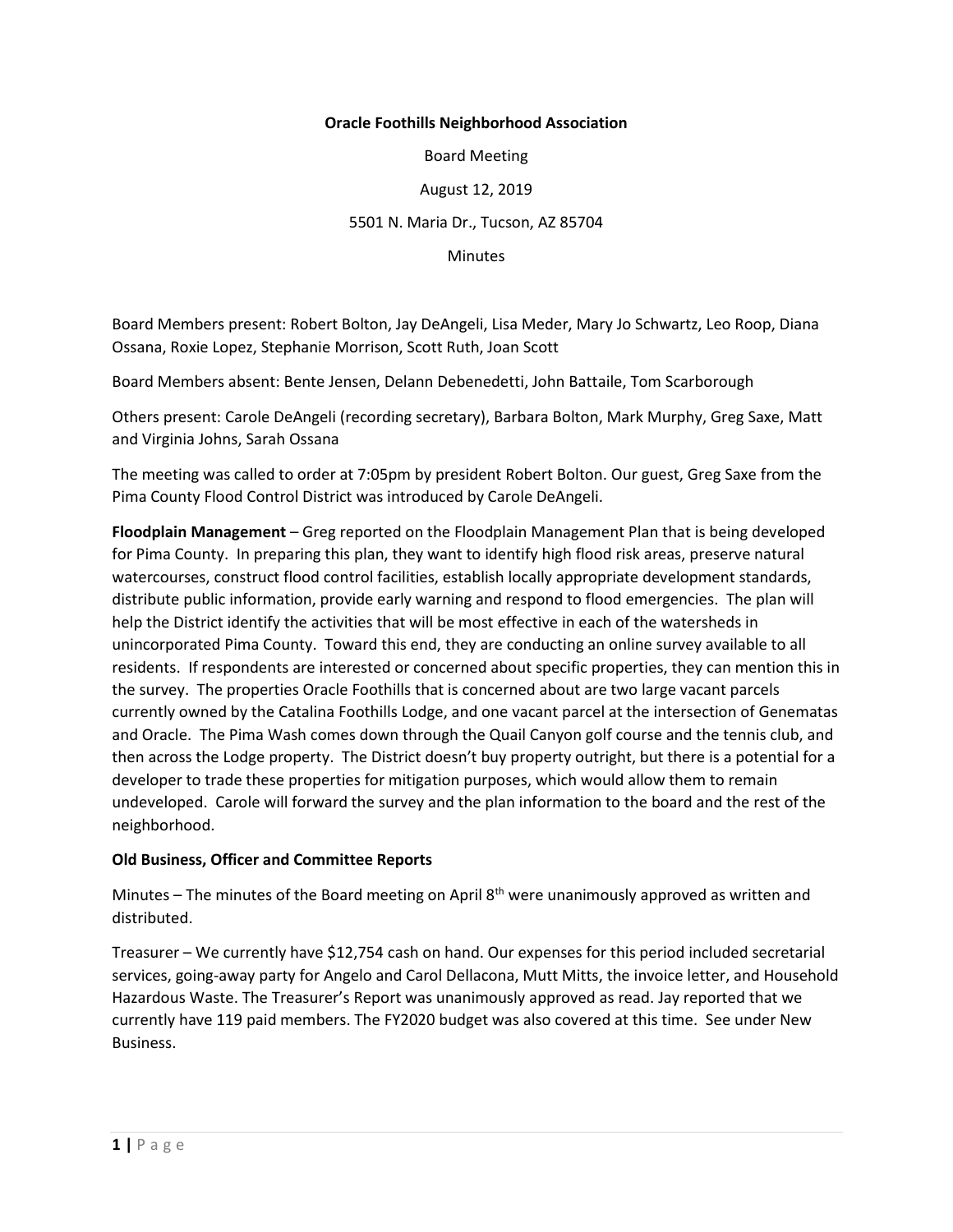**Oracle Foothills Neighborhood Association**

Board Meeting

August 12, 2019

5501 N. Maria Dr., Tucson, AZ 85704

Minutes

Board Members present: Robert Bolton, Jay DeAngeli, Lisa Meder, Mary Jo Schwartz, Leo Roop, Diana Ossana, Roxie Lopez, Stephanie Morrison, Scott Ruth, Joan Scott

Board Members absent: Bente Jensen, Delann Debenedetti, John Battaile, Tom Scarborough

Others present: Carole DeAngeli (recording secretary), Barbara Bolton, Mark Murphy, Greg Saxe, Matt and Virginia Johns, Sarah Ossana

The meeting was called to order at 7:05pm by president Robert Bolton. Our guest, Greg Saxe from the Pima County Flood Control District was introduced by Carole DeAngeli.

**Floodplain Management** – Greg reported on the Floodplain Management Plan that is being developed for Pima County. In preparing this plan, they want to identify high flood risk areas, preserve natural watercourses, construct flood control facilities, establish locally appropriate development standards, distribute public information, provide early warning and respond to flood emergencies. The plan will help the District identify the activities that will be most effective in each of the watersheds in unincorporated Pima County. Toward this end, they are conducting an online survey available to all residents. If respondents are interested or concerned about specific properties, they can mention this in the survey. The properties Oracle Foothills that is concerned about are two large vacant parcels currently owned by the Catalina Foothills Lodge, and one vacant parcel at the intersection of Genematas and Oracle. The Pima Wash comes down through the Quail Canyon golf course and the tennis club, and then across the Lodge property. The District doesn't buy property outright, but there is a potential for a developer to trade these properties for mitigation purposes, which would allow them to remain undeveloped. Carole will forward the survey and the plan information to the board and the rest of the neighborhood.

**Old Business, Officer and Committee Reports**

Minutes – The minutes of the Board meeting on April 8th were unanimously approved as written and distributed.

Treasurer – We currently have $12,754 cash on hand. Our expenses for this period included secretarial services, going-away party for Angelo and Carol Dellacona, Mutt Mitts, the invoice letter, and Household Hazardous Waste. The Treasurer's Report was unanimously approved as read. Jay reported that we currently have 119 paid members. The FY2020 budget was also covered at this time. See under New Business.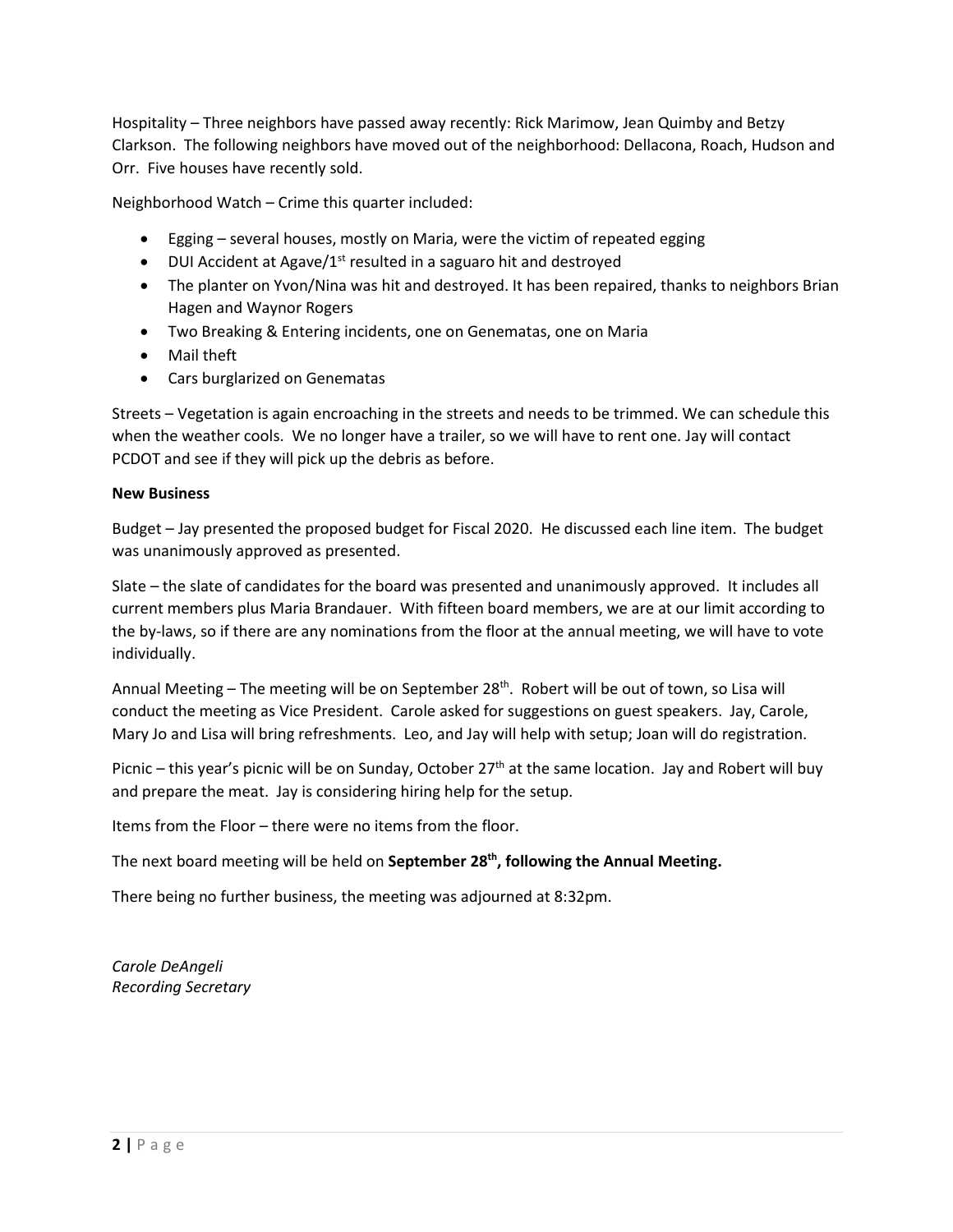Hospitality – Three neighbors have passed away recently: Rick Marimow, Jean Quimby and Betzy Clarkson. The following neighbors have moved out of the neighborhood: Dellacona, Roach, Hudson and Orr. Five houses have recently sold.

Neighborhood Watch – Crime this quarter included:

- Egging – several houses, mostly on Maria, were the victim of repeated egging
- DUI Accident at Agave/1st resulted in a saguaro hit and destroyed
- The planter on Yvon/Nina was hit and destroyed. It has been repaired, thanks to neighbors Brian Hagen and Waynor Rogers
- Two Breaking & Entering incidents, one on Genematas, one on Maria
- Mail theft
- Cars burglarized on Genematas

Streets – Vegetation is again encroaching in the streets and needs to be trimmed. We can schedule this when the weather cools. We no longer have a trailer, so we will have to rent one. Jay will contact PCDOT and see if they will pick up the debris as before.

**New Business**

Budget – Jay presented the proposed budget for Fiscal 2020. He discussed each line item. The budget was unanimously approved as presented.

Slate – the slate of candidates for the board was presented and unanimously approved. It includes all current members plus Maria Brandauer. With fifteen board members, we are at our limit according to the by-laws, so if there are any nominations from the floor at the annual meeting, we will have to vote individually.

Annual Meeting – The meeting will be on September 28th. Robert will be out of town, so Lisa will conduct the meeting as Vice President. Carole asked for suggestions on guest speakers. Jay, Carole, Mary Jo and Lisa will bring refreshments. Leo, and Jay will help with setup; Joan will do registration.

Picnic – this year's picnic will be on Sunday, October 27th at the same location. Jay and Robert will buy and prepare the meat. Jay is considering hiring help for the setup.

Items from the Floor – there were no items from the floor.

The next board meeting will be held on **September 28th, following the Annual Meeting.**

There being no further business, the meeting was adjourned at 8:32pm.

*Carole DeAngeli*
*Recording Secretary*